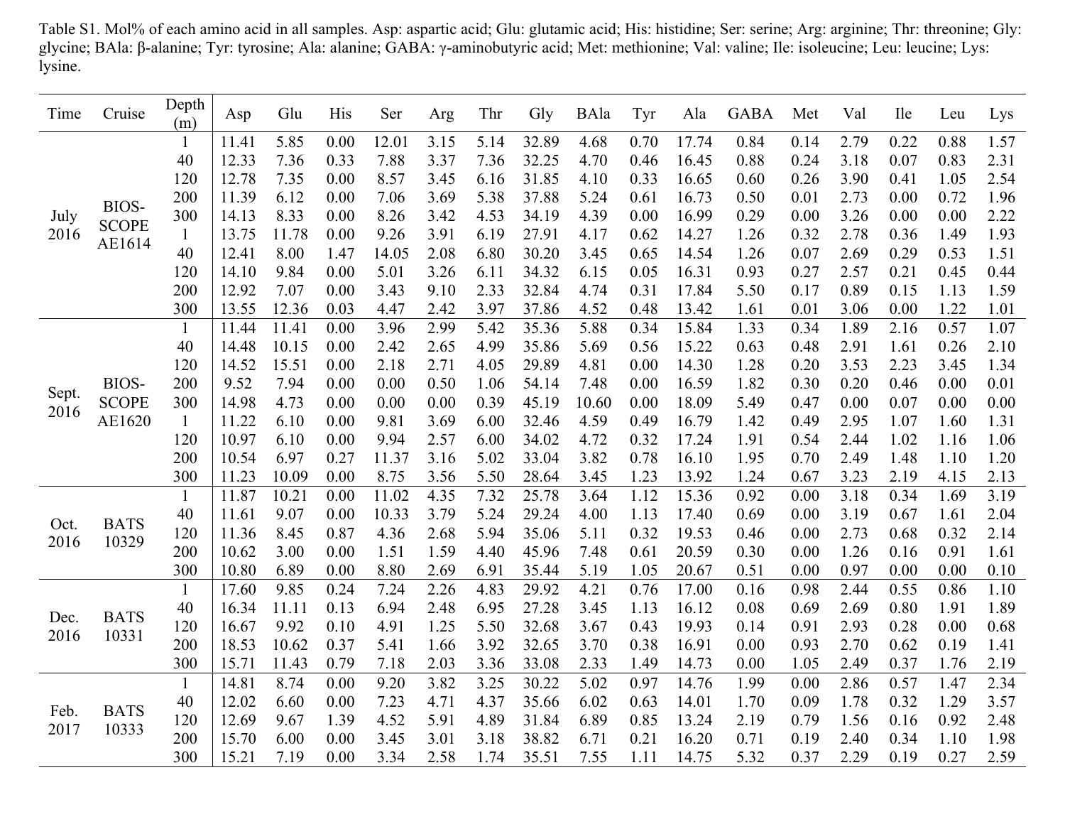Table S1. Mol% of each amino acid in all samples. Asp: aspartic acid; Glu: glutamic acid; His: histidine; Ser: serine; Arg: arginine; Thr: threonine; Gly: glycine; BAla: β-alanine; Tyr: tyrosine; Ala: alanine; GABA: γ-aminobutyric acid; Met: methionine; Val: valine; Ile: isoleucine; Leu: leucine; Lys: lysine.

| Time | Cruise | Depth (m) | Asp | Glu | His | Ser | Arg | Thr | Gly | BAla | Tyr | Ala | GABA | Met | Val | Ile | Leu | Lys |
|---|---|---|---|---|---|---|---|---|---|---|---|---|---|---|---|---|---|---|
| July 2016 | BIOS-SCOPE AE1614 | 1 | 11.41 | 5.85 | 0.00 | 12.01 | 3.15 | 5.14 | 32.89 | 4.68 | 0.70 | 17.74 | 0.84 | 0.14 | 2.79 | 0.22 | 0.88 | 1.57 |
| | | 40 | 12.33 | 7.36 | 0.33 | 7.88 | 3.37 | 7.36 | 32.25 | 4.70 | 0.46 | 16.45 | 0.88 | 0.24 | 3.18 | 0.07 | 0.83 | 2.31 |
| | | 120 | 12.78 | 7.35 | 0.00 | 8.57 | 3.45 | 6.16 | 31.85 | 4.10 | 0.33 | 16.65 | 0.60 | 0.26 | 3.90 | 0.41 | 1.05 | 2.54 |
| | | 200 | 11.39 | 6.12 | 0.00 | 7.06 | 3.69 | 5.38 | 37.88 | 5.24 | 0.61 | 16.73 | 0.50 | 0.01 | 2.73 | 0.00 | 0.72 | 1.96 |
| | | 300 | 14.13 | 8.33 | 0.00 | 8.26 | 3.42 | 4.53 | 34.19 | 4.39 | 0.00 | 16.99 | 0.29 | 0.00 | 3.26 | 0.00 | 0.00 | 2.22 |
| | | 1 | 13.75 | 11.78 | 0.00 | 9.26 | 3.91 | 6.19 | 27.91 | 4.17 | 0.62 | 14.27 | 1.26 | 0.32 | 2.78 | 0.36 | 1.49 | 1.93 |
| | | 40 | 12.41 | 8.00 | 1.47 | 14.05 | 2.08 | 6.80 | 30.20 | 3.45 | 0.65 | 14.54 | 1.26 | 0.07 | 2.69 | 0.29 | 0.53 | 1.51 |
| | | 120 | 14.10 | 9.84 | 0.00 | 5.01 | 3.26 | 6.11 | 34.32 | 6.15 | 0.05 | 16.31 | 0.93 | 0.27 | 2.57 | 0.21 | 0.45 | 0.44 |
| | | 200 | 12.92 | 7.07 | 0.00 | 3.43 | 9.10 | 2.33 | 32.84 | 4.74 | 0.31 | 17.84 | 5.50 | 0.17 | 0.89 | 0.15 | 1.13 | 1.59 |
| | | 300 | 13.55 | 12.36 | 0.03 | 4.47 | 2.42 | 3.97 | 37.86 | 4.52 | 0.48 | 13.42 | 1.61 | 0.01 | 3.06 | 0.00 | 1.22 | 1.01 |
| Sept. 2016 | BIOS-SCOPE AE1620 | 1 | 11.44 | 11.41 | 0.00 | 3.96 | 2.99 | 5.42 | 35.36 | 5.88 | 0.34 | 15.84 | 1.33 | 0.34 | 1.89 | 2.16 | 0.57 | 1.07 |
| | | 40 | 14.48 | 10.15 | 0.00 | 2.42 | 2.65 | 4.99 | 35.86 | 5.69 | 0.56 | 15.22 | 0.63 | 0.48 | 2.91 | 1.61 | 0.26 | 2.10 |
| | | 120 | 14.52 | 15.51 | 0.00 | 2.18 | 2.71 | 4.05 | 29.89 | 4.81 | 0.00 | 14.30 | 1.28 | 0.20 | 3.53 | 2.23 | 3.45 | 1.34 |
| | | 200 | 9.52 | 7.94 | 0.00 | 0.00 | 0.50 | 1.06 | 54.14 | 7.48 | 0.00 | 16.59 | 1.82 | 0.30 | 0.20 | 0.46 | 0.00 | 0.01 |
| | | 300 | 14.98 | 4.73 | 0.00 | 0.00 | 0.00 | 0.39 | 45.19 | 10.60 | 0.00 | 18.09 | 5.49 | 0.47 | 0.00 | 0.07 | 0.00 | 0.00 |
| | | 1 | 11.22 | 6.10 | 0.00 | 9.81 | 3.69 | 6.00 | 32.46 | 4.59 | 0.49 | 16.79 | 1.42 | 0.49 | 2.95 | 1.07 | 1.60 | 1.31 |
| | | 120 | 10.97 | 6.10 | 0.00 | 9.94 | 2.57 | 6.00 | 34.02 | 4.72 | 0.32 | 17.24 | 1.91 | 0.54 | 2.44 | 1.02 | 1.16 | 1.06 |
| | | 200 | 10.54 | 6.97 | 0.27 | 11.37 | 3.16 | 5.02 | 33.04 | 3.82 | 0.78 | 16.10 | 1.95 | 0.70 | 2.49 | 1.48 | 1.10 | 1.20 |
| | | 300 | 11.23 | 10.09 | 0.00 | 8.75 | 3.56 | 5.50 | 28.64 | 3.45 | 1.23 | 13.92 | 1.24 | 0.67 | 3.23 | 2.19 | 4.15 | 2.13 |
| Oct. 2016 | BATS 10329 | 1 | 11.87 | 10.21 | 0.00 | 11.02 | 4.35 | 7.32 | 25.78 | 3.64 | 1.12 | 15.36 | 0.92 | 0.00 | 3.18 | 0.34 | 1.69 | 3.19 |
| | | 40 | 11.61 | 9.07 | 0.00 | 10.33 | 3.79 | 5.24 | 29.24 | 4.00 | 1.13 | 17.40 | 0.69 | 0.00 | 3.19 | 0.67 | 1.61 | 2.04 |
| | | 120 | 11.36 | 8.45 | 0.87 | 4.36 | 2.68 | 5.94 | 35.06 | 5.11 | 0.32 | 19.53 | 0.46 | 0.00 | 2.73 | 0.68 | 0.32 | 2.14 |
| | | 200 | 10.62 | 3.00 | 0.00 | 1.51 | 1.59 | 4.40 | 45.96 | 7.48 | 0.61 | 20.59 | 0.30 | 0.00 | 1.26 | 0.16 | 0.91 | 1.61 |
| | | 300 | 10.80 | 6.89 | 0.00 | 8.80 | 2.69 | 6.91 | 35.44 | 5.19 | 1.05 | 20.67 | 0.51 | 0.00 | 0.97 | 0.00 | 0.00 | 0.10 |
| Dec. 2016 | BATS 10331 | 1 | 17.60 | 9.85 | 0.24 | 7.24 | 2.26 | 4.83 | 29.92 | 4.21 | 0.76 | 17.00 | 0.16 | 0.98 | 2.44 | 0.55 | 0.86 | 1.10 |
| | | 40 | 16.34 | 11.11 | 0.13 | 6.94 | 2.48 | 6.95 | 27.28 | 3.45 | 1.13 | 16.12 | 0.08 | 0.69 | 2.69 | 0.80 | 1.91 | 1.89 |
| | | 120 | 16.67 | 9.92 | 0.10 | 4.91 | 1.25 | 5.50 | 32.68 | 3.67 | 0.43 | 19.93 | 0.14 | 0.91 | 2.93 | 0.28 | 0.00 | 0.68 |
| | | 200 | 18.53 | 10.62 | 0.37 | 5.41 | 1.66 | 3.92 | 32.65 | 3.70 | 0.38 | 16.91 | 0.00 | 0.93 | 2.70 | 0.62 | 0.19 | 1.41 |
| | | 300 | 15.71 | 11.43 | 0.79 | 7.18 | 2.03 | 3.36 | 33.08 | 2.33 | 1.49 | 14.73 | 0.00 | 1.05 | 2.49 | 0.37 | 1.76 | 2.19 |
| Feb. 2017 | BATS 10333 | 1 | 14.81 | 8.74 | 0.00 | 9.20 | 3.82 | 3.25 | 30.22 | 5.02 | 0.97 | 14.76 | 1.99 | 0.00 | 2.86 | 0.57 | 1.47 | 2.34 |
| | | 40 | 12.02 | 6.60 | 0.00 | 7.23 | 4.71 | 4.37 | 35.66 | 6.02 | 0.63 | 14.01 | 1.70 | 0.09 | 1.78 | 0.32 | 1.29 | 3.57 |
| | | 120 | 12.69 | 9.67 | 1.39 | 4.52 | 5.91 | 4.89 | 31.84 | 6.89 | 0.85 | 13.24 | 2.19 | 0.79 | 1.56 | 0.16 | 0.92 | 2.48 |
| | | 200 | 15.70 | 6.00 | 0.00 | 3.45 | 3.01 | 3.18 | 38.82 | 6.71 | 0.21 | 16.20 | 0.71 | 0.19 | 2.40 | 0.34 | 1.10 | 1.98 |
| | | 300 | 15.21 | 7.19 | 0.00 | 3.34 | 2.58 | 1.74 | 35.51 | 7.55 | 1.11 | 14.75 | 5.32 | 0.37 | 2.29 | 0.19 | 0.27 | 2.59 |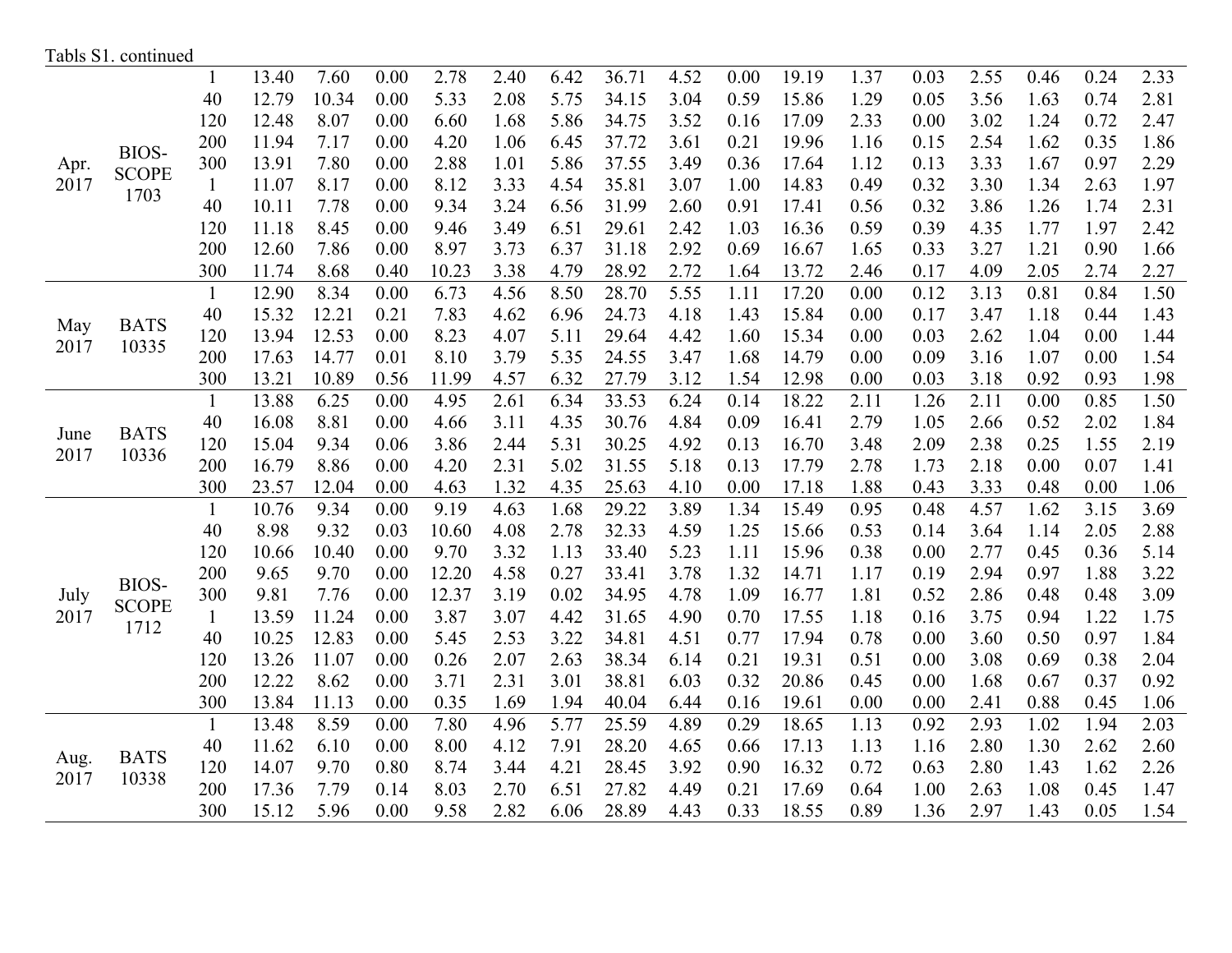Tabls S1. continued

| | | | | | | | | | | | | | | | | | | |
|---|---|---|---|---|---|---|---|---|---|---|---|---|---|---|---|---|---|---|
| Apr. 2017 | BIOS-SCOPE 1703 | 1 | 13.40 | 7.60 | 0.00 | 2.78 | 2.40 | 6.42 | 36.71 | 4.52 | 0.00 | 19.19 | 1.37 | 0.03 | 2.55 | 0.46 | 0.24 | 2.33 |
| | | 40 | 12.79 | 10.34 | 0.00 | 5.33 | 2.08 | 5.75 | 34.15 | 3.04 | 0.59 | 15.86 | 1.29 | 0.05 | 3.56 | 1.63 | 0.74 | 2.81 |
| | | 120 | 12.48 | 8.07 | 0.00 | 6.60 | 1.68 | 5.86 | 34.75 | 3.52 | 0.16 | 17.09 | 2.33 | 0.00 | 3.02 | 1.24 | 0.72 | 2.47 |
| | | 200 | 11.94 | 7.17 | 0.00 | 4.20 | 1.06 | 6.45 | 37.72 | 3.61 | 0.21 | 19.96 | 1.16 | 0.15 | 2.54 | 1.62 | 0.35 | 1.86 |
| | | 300 | 13.91 | 7.80 | 0.00 | 2.88 | 1.01 | 5.86 | 37.55 | 3.49 | 0.36 | 17.64 | 1.12 | 0.13 | 3.33 | 1.67 | 0.97 | 2.29 |
| | | 1 | 11.07 | 8.17 | 0.00 | 8.12 | 3.33 | 4.54 | 35.81 | 3.07 | 1.00 | 14.83 | 0.49 | 0.32 | 3.30 | 1.34 | 2.63 | 1.97 |
| | | 40 | 10.11 | 7.78 | 0.00 | 9.34 | 3.24 | 6.56 | 31.99 | 2.60 | 0.91 | 17.41 | 0.56 | 0.32 | 3.86 | 1.26 | 1.74 | 2.31 |
| | | 120 | 11.18 | 8.45 | 0.00 | 9.46 | 3.49 | 6.51 | 29.61 | 2.42 | 1.03 | 16.36 | 0.59 | 0.39 | 4.35 | 1.77 | 1.97 | 2.42 |
| | | 200 | 12.60 | 7.86 | 0.00 | 8.97 | 3.73 | 6.37 | 31.18 | 2.92 | 0.69 | 16.67 | 1.65 | 0.33 | 3.27 | 1.21 | 0.90 | 1.66 |
| | | 300 | 11.74 | 8.68 | 0.40 | 10.23 | 3.38 | 4.79 | 28.92 | 2.72 | 1.64 | 13.72 | 2.46 | 0.17 | 4.09 | 2.05 | 2.74 | 2.27 |
| May 2017 | BATS 10335 | 1 | 12.90 | 8.34 | 0.00 | 6.73 | 4.56 | 8.50 | 28.70 | 5.55 | 1.11 | 17.20 | 0.00 | 0.12 | 3.13 | 0.81 | 0.84 | 1.50 |
| | | 40 | 15.32 | 12.21 | 0.21 | 7.83 | 4.62 | 6.96 | 24.73 | 4.18 | 1.43 | 15.84 | 0.00 | 0.17 | 3.47 | 1.18 | 0.44 | 1.43 |
| | | 120 | 13.94 | 12.53 | 0.00 | 8.23 | 4.07 | 5.11 | 29.64 | 4.42 | 1.60 | 15.34 | 0.00 | 0.03 | 2.62 | 1.04 | 0.00 | 1.44 |
| | | 200 | 17.63 | 14.77 | 0.01 | 8.10 | 3.79 | 5.35 | 24.55 | 3.47 | 1.68 | 14.79 | 0.00 | 0.09 | 3.16 | 1.07 | 0.00 | 1.54 |
| | | 300 | 13.21 | 10.89 | 0.56 | 11.99 | 4.57 | 6.32 | 27.79 | 3.12 | 1.54 | 12.98 | 0.00 | 0.03 | 3.18 | 0.92 | 0.93 | 1.98 |
| June 2017 | BATS 10336 | 1 | 13.88 | 6.25 | 0.00 | 4.95 | 2.61 | 6.34 | 33.53 | 6.24 | 0.14 | 18.22 | 2.11 | 1.26 | 2.11 | 0.00 | 0.85 | 1.50 |
| | | 40 | 16.08 | 8.81 | 0.00 | 4.66 | 3.11 | 4.35 | 30.76 | 4.84 | 0.09 | 16.41 | 2.79 | 1.05 | 2.66 | 0.52 | 2.02 | 1.84 |
| | | 120 | 15.04 | 9.34 | 0.06 | 3.86 | 2.44 | 5.31 | 30.25 | 4.92 | 0.13 | 16.70 | 3.48 | 2.09 | 2.38 | 0.25 | 1.55 | 2.19 |
| | | 200 | 16.79 | 8.86 | 0.00 | 4.20 | 2.31 | 5.02 | 31.55 | 5.18 | 0.13 | 17.79 | 2.78 | 1.73 | 2.18 | 0.00 | 0.07 | 1.41 |
| | | 300 | 23.57 | 12.04 | 0.00 | 4.63 | 1.32 | 4.35 | 25.63 | 4.10 | 0.00 | 17.18 | 1.88 | 0.43 | 3.33 | 0.48 | 0.00 | 1.06 |
| July 2017 | BIOS-SCOPE 1712 | 1 | 10.76 | 9.34 | 0.00 | 9.19 | 4.63 | 1.68 | 29.22 | 3.89 | 1.34 | 15.49 | 0.95 | 0.48 | 4.57 | 1.62 | 3.15 | 3.69 |
| | | 40 | 8.98 | 9.32 | 0.03 | 10.60 | 4.08 | 2.78 | 32.33 | 4.59 | 1.25 | 15.66 | 0.53 | 0.14 | 3.64 | 1.14 | 2.05 | 2.88 |
| | | 120 | 10.66 | 10.40 | 0.00 | 9.70 | 3.32 | 1.13 | 33.40 | 5.23 | 1.11 | 15.96 | 0.38 | 0.00 | 2.77 | 0.45 | 0.36 | 5.14 |
| | | 200 | 9.65 | 9.70 | 0.00 | 12.20 | 4.58 | 0.27 | 33.41 | 3.78 | 1.32 | 14.71 | 1.17 | 0.19 | 2.94 | 0.97 | 1.88 | 3.22 |
| | | 300 | 9.81 | 7.76 | 0.00 | 12.37 | 3.19 | 0.02 | 34.95 | 4.78 | 1.09 | 16.77 | 1.81 | 0.52 | 2.86 | 0.48 | 0.48 | 3.09 |
| | | 1 | 13.59 | 11.24 | 0.00 | 3.87 | 3.07 | 4.42 | 31.65 | 4.90 | 0.70 | 17.55 | 1.18 | 0.16 | 3.75 | 0.94 | 1.22 | 1.75 |
| | | 40 | 10.25 | 12.83 | 0.00 | 5.45 | 2.53 | 3.22 | 34.81 | 4.51 | 0.77 | 17.94 | 0.78 | 0.00 | 3.60 | 0.50 | 0.97 | 1.84 |
| | | 120 | 13.26 | 11.07 | 0.00 | 0.26 | 2.07 | 2.63 | 38.34 | 6.14 | 0.21 | 19.31 | 0.51 | 0.00 | 3.08 | 0.69 | 0.38 | 2.04 |
| | | 200 | 12.22 | 8.62 | 0.00 | 3.71 | 2.31 | 3.01 | 38.81 | 6.03 | 0.32 | 20.86 | 0.45 | 0.00 | 1.68 | 0.67 | 0.37 | 0.92 |
| | | 300 | 13.84 | 11.13 | 0.00 | 0.35 | 1.69 | 1.94 | 40.04 | 6.44 | 0.16 | 19.61 | 0.00 | 0.00 | 2.41 | 0.88 | 0.45 | 1.06 |
| Aug. 2017 | BATS 10338 | 1 | 13.48 | 8.59 | 0.00 | 7.80 | 4.96 | 5.77 | 25.59 | 4.89 | 0.29 | 18.65 | 1.13 | 0.92 | 2.93 | 1.02 | 1.94 | 2.03 |
| | | 40 | 11.62 | 6.10 | 0.00 | 8.00 | 4.12 | 7.91 | 28.20 | 4.65 | 0.66 | 17.13 | 1.13 | 1.16 | 2.80 | 1.30 | 2.62 | 2.60 |
| | | 120 | 14.07 | 9.70 | 0.80 | 8.74 | 3.44 | 4.21 | 28.45 | 3.92 | 0.90 | 16.32 | 0.72 | 0.63 | 2.80 | 1.43 | 1.62 | 2.26 |
| | | 200 | 17.36 | 7.79 | 0.14 | 8.03 | 2.70 | 6.51 | 27.82 | 4.49 | 0.21 | 17.69 | 0.64 | 1.00 | 2.63 | 1.08 | 0.45 | 1.47 |
| | | 300 | 15.12 | 5.96 | 0.00 | 9.58 | 2.82 | 6.06 | 28.89 | 4.43 | 0.33 | 18.55 | 0.89 | 1.36 | 2.97 | 1.43 | 0.05 | 1.54 |